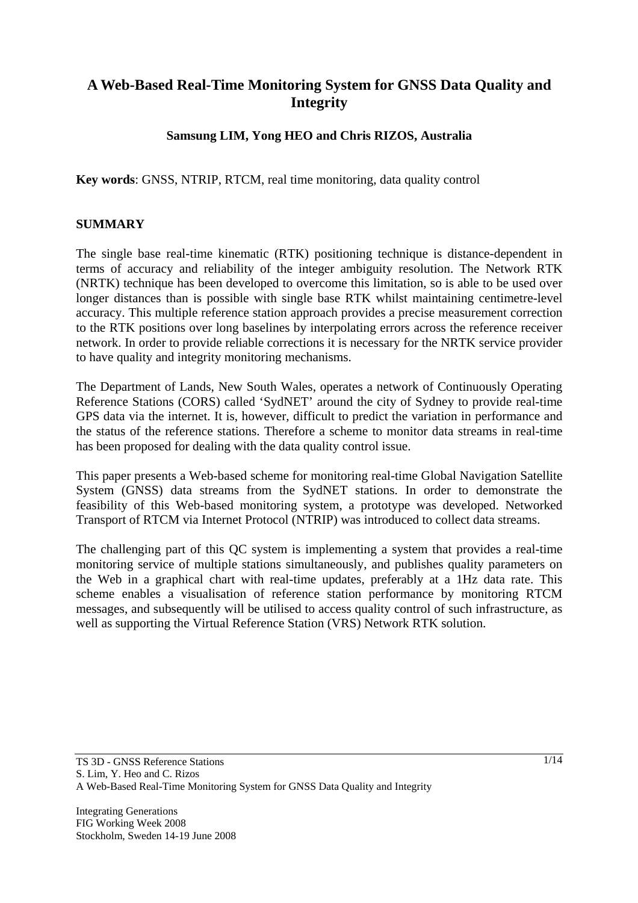# A Web-Based Real-Time Monitoring System for GNSS Data Quality and Integrity

**Samsung LIM, Yong HEO and Chris RIZOS, Australia**

**Key words**: GNSS, NTRIP, RTCM, real time monitoring, data quality control

## SUMMARY

The single base real-time kinematic (RTK) positioning technique is distance-dependent in terms of accuracy and reliability of the integer ambiguity resolution. The Network RTK (NRTK) technique has been developed to overcome this limitation, so is able to be used over longer distances than is possible with single base RTK whilst maintaining centimetre-level accuracy. This multiple reference station approach provides a precise measurement correction to the RTK positions over long baselines by interpolating errors across the reference receiver network. In order to provide reliable corrections it is necessary for the NRTK service provider to have quality and integrity monitoring mechanisms.

The Department of Lands, New South Wales, operates a network of Continuously Operating Reference Stations (CORS) called 'SydNET' around the city of Sydney to provide real-time GPS data via the internet. It is, however, difficult to predict the variation in performance and the status of the reference stations. Therefore a scheme to monitor data streams in real-time has been proposed for dealing with the data quality control issue.

This paper presents a Web-based scheme for monitoring real-time Global Navigation Satellite System (GNSS) data streams from the SydNET stations. In order to demonstrate the feasibility of this Web-based monitoring system, a prototype was developed. Networked Transport of RTCM via Internet Protocol (NTRIP) was introduced to collect data streams.

The challenging part of this QC system is implementing a system that provides a real-time monitoring service of multiple stations simultaneously, and publishes quality parameters on the Web in a graphical chart with real-time updates, preferably at a 1Hz data rate. This scheme enables a visualisation of reference station performance by monitoring RTCM messages, and subsequently will be utilised to access quality control of such infrastructure, as well as supporting the Virtual Reference Station (VRS) Network RTK solution.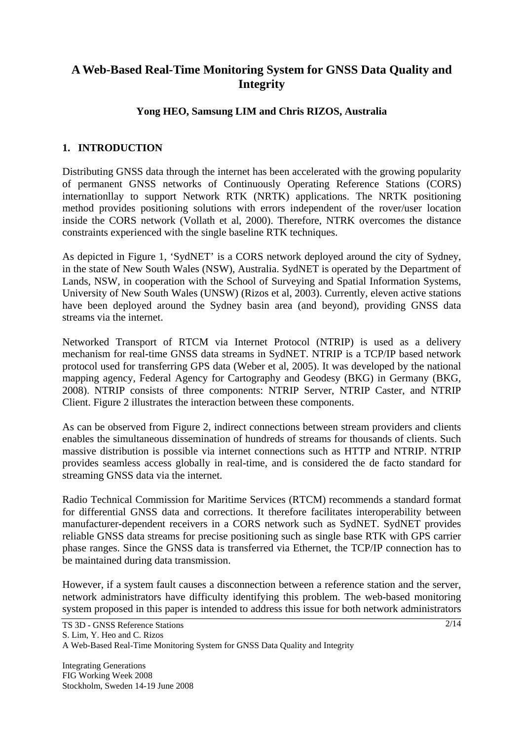# A Web-Based Real-Time Monitoring System for GNSS Data Quality and Integrity

**Yong HEO, Samsung LIM and Chris RIZOS, Australia**

## 1. INTRODUCTION

Distributing GNSS data through the internet has been accelerated with the growing popularity of permanent GNSS networks of Continuously Operating Reference Stations (CORS) internationllay to support Network RTK (NRTK) applications. The NRTK positioning method provides positioning solutions with errors independent of the rover/user location inside the CORS network (Vollath et al, 2000). Therefore, NTRK overcomes the distance constraints experienced with the single baseline RTK techniques.

As depicted in Figure 1, 'SydNET' is a CORS network deployed around the city of Sydney, in the state of New South Wales (NSW), Australia. SydNET is operated by the Department of Lands, NSW, in cooperation with the School of Surveying and Spatial Information Systems, University of New South Wales (UNSW) (Rizos et al, 2003). Currently, eleven active stations have been deployed around the Sydney basin area (and beyond), providing GNSS data streams via the internet.

Networked Transport of RTCM via Internet Protocol (NTRIP) is used as a delivery mechanism for real-time GNSS data streams in SydNET. NTRIP is a TCP/IP based network protocol used for transferring GPS data (Weber et al, 2005). It was developed by the national mapping agency, Federal Agency for Cartography and Geodesy (BKG) in Germany (BKG, 2008). NTRIP consists of three components: NTRIP Server, NTRIP Caster, and NTRIP Client. Figure 2 illustrates the interaction between these components.

As can be observed from Figure 2, indirect connections between stream providers and clients enables the simultaneous dissemination of hundreds of streams for thousands of clients. Such massive distribution is possible via internet connections such as HTTP and NTRIP. NTRIP provides seamless access globally in real-time, and is considered the de facto standard for streaming GNSS data via the internet.

Radio Technical Commission for Maritime Services (RTCM) recommends a standard format for differential GNSS data and corrections. It therefore facilitates interoperability between manufacturer-dependent receivers in a CORS network such as SydNET. SydNET provides reliable GNSS data streams for precise positioning such as single base RTK with GPS carrier phase ranges. Since the GNSS data is transferred via Ethernet, the TCP/IP connection has to be maintained during data transmission.

However, if a system fault causes a disconnection between a reference station and the server, network administrators have difficulty identifying this problem. The web-based monitoring system proposed in this paper is intended to address this issue for both network administrators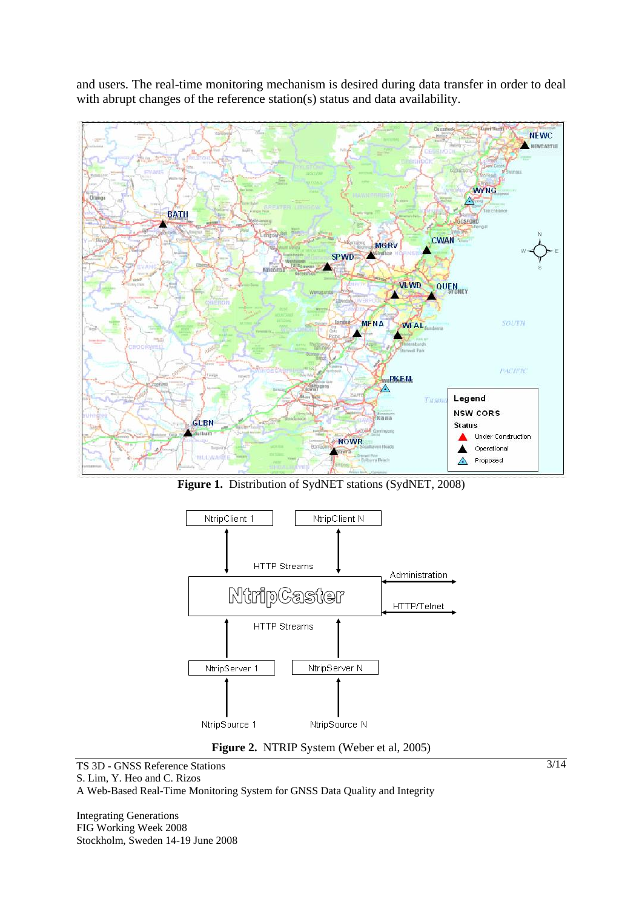and users. The real-time monitoring mechanism is desired during data transfer in order to deal with abrupt changes of the reference station(s) status and data availability.

**Figure 1.** Distribution of SydNET stations (SydNET, 2008)

**Figure 2.** NTRIP System (Weber et al, 2005)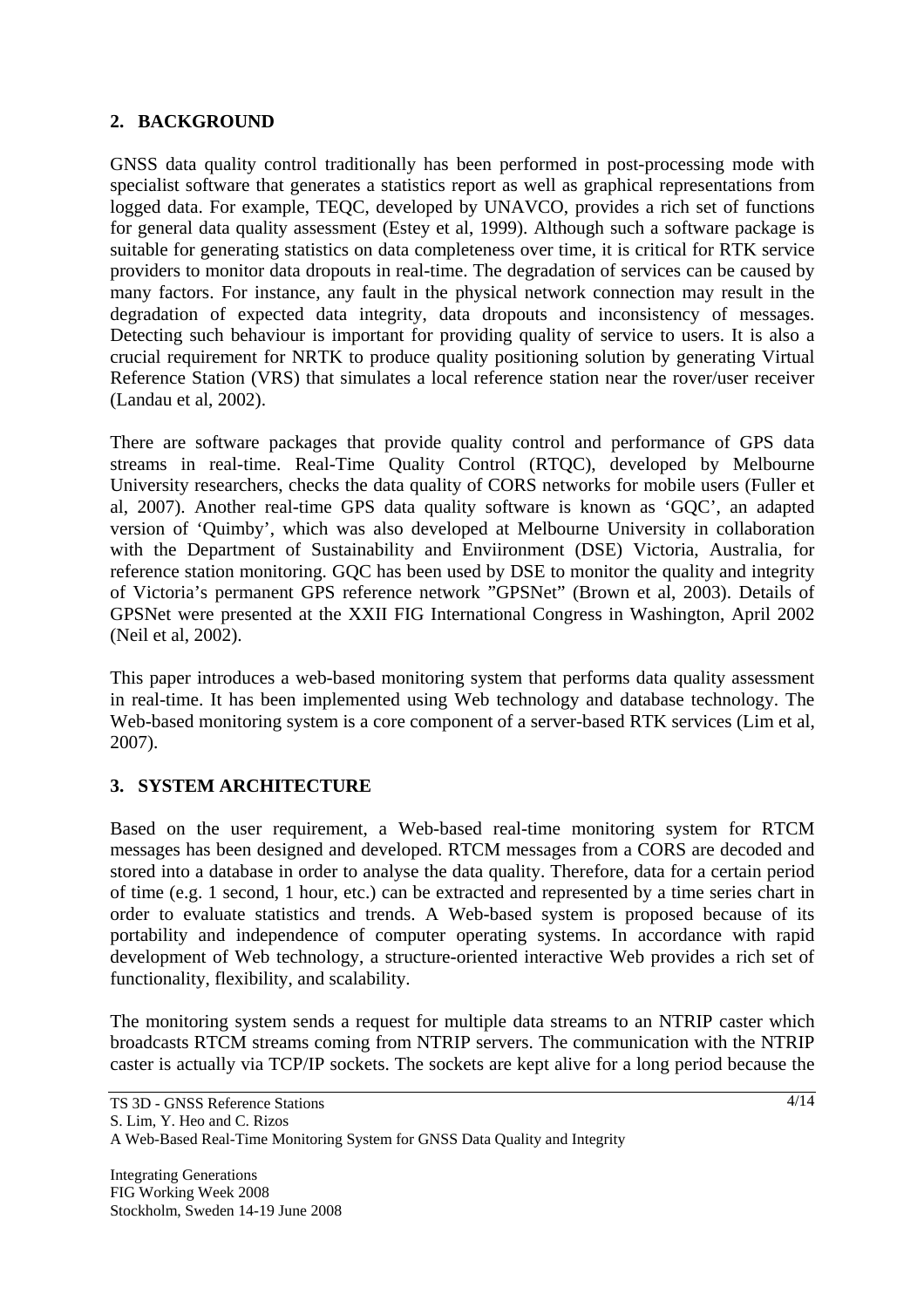## 2. BACKGROUND

GNSS data quality control traditionally has been performed in post-processing mode with specialist software that generates a statistics report as well as graphical representations from logged data. For example, TEQC, developed by UNAVCO, provides a rich set of functions for general data quality assessment (Estey et al, 1999). Although such a software package is suitable for generating statistics on data completeness over time, it is critical for RTK service providers to monitor data dropouts in real-time. The degradation of services can be caused by many factors. For instance, any fault in the physical network connection may result in the degradation of expected data integrity, data dropouts and inconsistency of messages. Detecting such behaviour is important for providing quality of service to users. It is also a crucial requirement for NRTK to produce quality positioning solution by generating Virtual Reference Station (VRS) that simulates a local reference station near the rover/user receiver (Landau et al, 2002).

There are software packages that provide quality control and performance of GPS data streams in real-time. Real-Time Quality Control (RTQC), developed by Melbourne University researchers, checks the data quality of CORS networks for mobile users (Fuller et al, 2007). Another real-time GPS data quality software is known as 'GQC', an adapted version of 'Quimby', which was also developed at Melbourne University in collaboration with the Department of Sustainability and Enviironment (DSE) Victoria, Australia, for reference station monitoring. GQC has been used by DSE to monitor the quality and integrity of Victoria's permanent GPS reference network "GPSNet" (Brown et al, 2003). Details of GPSNet were presented at the XXII FIG International Congress in Washington, April 2002 (Neil et al, 2002).

This paper introduces a web-based monitoring system that performs data quality assessment in real-time. It has been implemented using Web technology and database technology. The Web-based monitoring system is a core component of a server-based RTK services (Lim et al, 2007).

## 3. SYSTEM ARCHITECTURE

Based on the user requirement, a Web-based real-time monitoring system for RTCM messages has been designed and developed. RTCM messages from a CORS are decoded and stored into a database in order to analyse the data quality. Therefore, data for a certain period of time (e.g. 1 second, 1 hour, etc.) can be extracted and represented by a time series chart in order to evaluate statistics and trends. A Web-based system is proposed because of its portability and independence of computer operating systems. In accordance with rapid development of Web technology, a structure-oriented interactive Web provides a rich set of functionality, flexibility, and scalability.

The monitoring system sends a request for multiple data streams to an NTRIP caster which broadcasts RTCM streams coming from NTRIP servers. The communication with the NTRIP caster is actually via TCP/IP sockets. The sockets are kept alive for a long period because the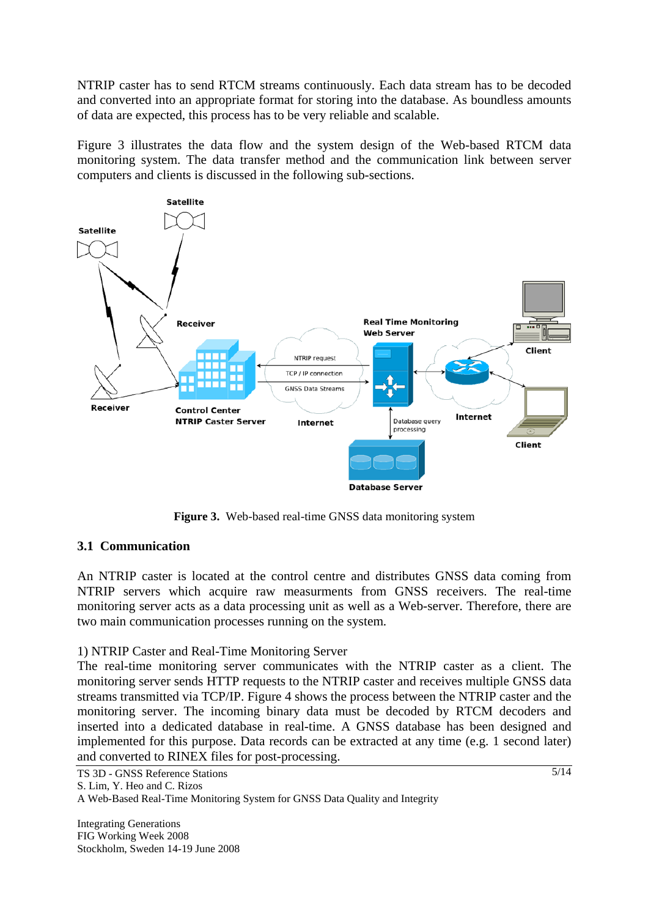NTRIP caster has to send RTCM streams continuously. Each data stream has to be decoded and converted into an appropriate format for storing into the database. As boundless amounts of data are expected, this process has to be very reliable and scalable.

Figure 3 illustrates the data flow and the system design of the Web-based RTCM data monitoring system. The data transfer method and the communication link between server computers and clients is discussed in the following sub-sections.

**Figure 3.** Web-based real-time GNSS data monitoring system

### 3.1 Communication

An NTRIP caster is located at the control centre and distributes GNSS data coming from NTRIP servers which acquire raw measurments from GNSS receivers. The real-time monitoring server acts as a data processing unit as well as a Web-server. Therefore, there are two main communication processes running on the system.

1) NTRIP Caster and Real-Time Monitoring Server
The real-time monitoring server communicates with the NTRIP caster as a client. The monitoring server sends HTTP requests to the NTRIP caster and receives multiple GNSS data streams transmitted via TCP/IP. Figure 4 shows the process between the NTRIP caster and the monitoring server. The incoming binary data must be decoded by RTCM decoders and inserted into a dedicated database in real-time. A GNSS database has been designed and implemented for this purpose. Data records can be extracted at any time (e.g. 1 second later) and converted to RINEX files for post-processing.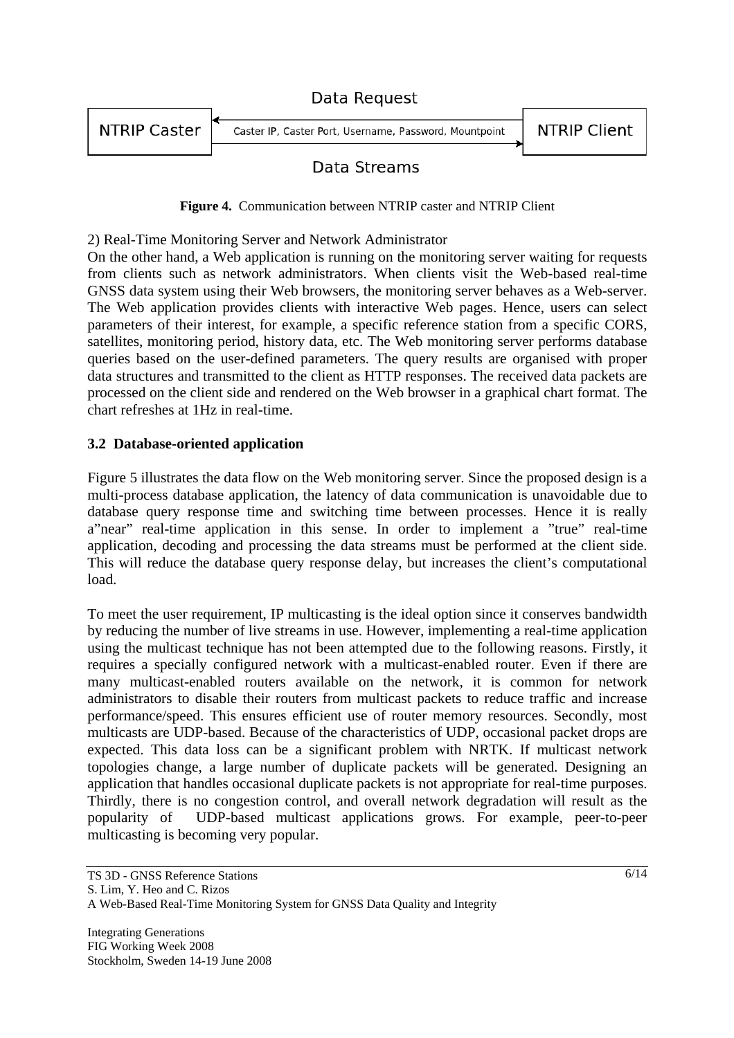Data Request

NTRIP Caster | Caster IP, Caster Port, Username, Password, Mountpoint | NTRIP Client

Data Streams

**Figure 4.** Communication between NTRIP caster and NTRIP Client

2) Real-Time Monitoring Server and Network Administrator

On the other hand, a Web application is running on the monitoring server waiting for requests from clients such as network administrators. When clients visit the Web-based real-time GNSS data system using their Web browsers, the monitoring server behaves as a Web-server. The Web application provides clients with interactive Web pages. Hence, users can select parameters of their interest, for example, a specific reference station from a specific CORS, satellites, monitoring period, history data, etc. The Web monitoring server performs database queries based on the user-defined parameters. The query results are organised with proper data structures and transmitted to the client as HTTP responses. The received data packets are processed on the client side and rendered on the Web browser in a graphical chart format. The chart refreshes at 1Hz in real-time.

### 3.2 Database-oriented application

Figure 5 illustrates the data flow on the Web monitoring server. Since the proposed design is a multi-process database application, the latency of data communication is unavoidable due to database query response time and switching time between processes. Hence it is really a"near" real-time application in this sense. In order to implement a "true" real-time application, decoding and processing the data streams must be performed at the client side. This will reduce the database query response delay, but increases the client's computational load.

To meet the user requirement, IP multicasting is the ideal option since it conserves bandwidth by reducing the number of live streams in use. However, implementing a real-time application using the multicast technique has not been attempted due to the following reasons. Firstly, it requires a specially configured network with a multicast-enabled router. Even if there are many multicast-enabled routers available on the network, it is common for network administrators to disable their routers from multicast packets to reduce traffic and increase performance/speed. This ensures efficient use of router memory resources. Secondly, most multicasts are UDP-based. Because of the characteristics of UDP, occasional packet drops are expected. This data loss can be a significant problem with NRTK. If multicast network topologies change, a large number of duplicate packets will be generated. Designing an application that handles occasional duplicate packets is not appropriate for real-time purposes. Thirdly, there is no congestion control, and overall network degradation will result as the popularity of UDP-based multicast applications grows. For example, peer-to-peer multicasting is becoming very popular.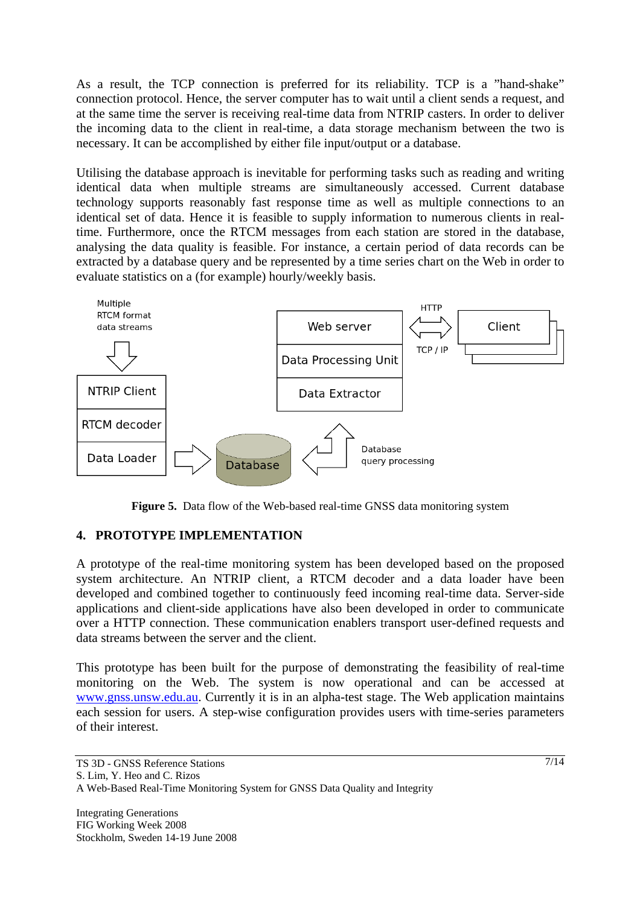As a result, the TCP connection is preferred for its reliability. TCP is a "hand-shake" connection protocol. Hence, the server computer has to wait until a client sends a request, and at the same time the server is receiving real-time data from NTRIP casters. In order to deliver the incoming data to the client in real-time, a data storage mechanism between the two is necessary. It can be accomplished by either file input/output or a database.

Utilising the database approach is inevitable for performing tasks such as reading and writing identical data when multiple streams are simultaneously accessed. Current database technology supports reasonably fast response time as well as multiple connections to an identical set of data. Hence it is feasible to supply information to numerous clients in real-time. Furthermore, once the RTCM messages from each station are stored in the database, analysing the data quality is feasible. For instance, a certain period of data records can be extracted by a database query and be represented by a time series chart on the Web in order to evaluate statistics on a (for example) hourly/weekly basis.

Multiple RTCM format data streams

NTRIP Client
RTCM decoder
Data Loader

Database

Database query processing

Web server
Data Processing Unit
Data Extractor

HTTP
TCP / IP

Client

**Figure 5.** Data flow of the Web-based real-time GNSS data monitoring system

## 4. PROTOTYPE IMPLEMENTATION

A prototype of the real-time monitoring system has been developed based on the proposed system architecture. An NTRIP client, a RTCM decoder and a data loader have been developed and combined together to continuously feed incoming real-time data. Server-side applications and client-side applications have also been developed in order to communicate over a HTTP connection. These communication enablers transport user-defined requests and data streams between the server and the client.

This prototype has been built for the purpose of demonstrating the feasibility of real-time monitoring on the Web. The system is now operational and can be accessed at www.gnss.unsw.edu.au. Currently it is in an alpha-test stage. The Web application maintains each session for users. A step-wise configuration provides users with time-series parameters of their interest.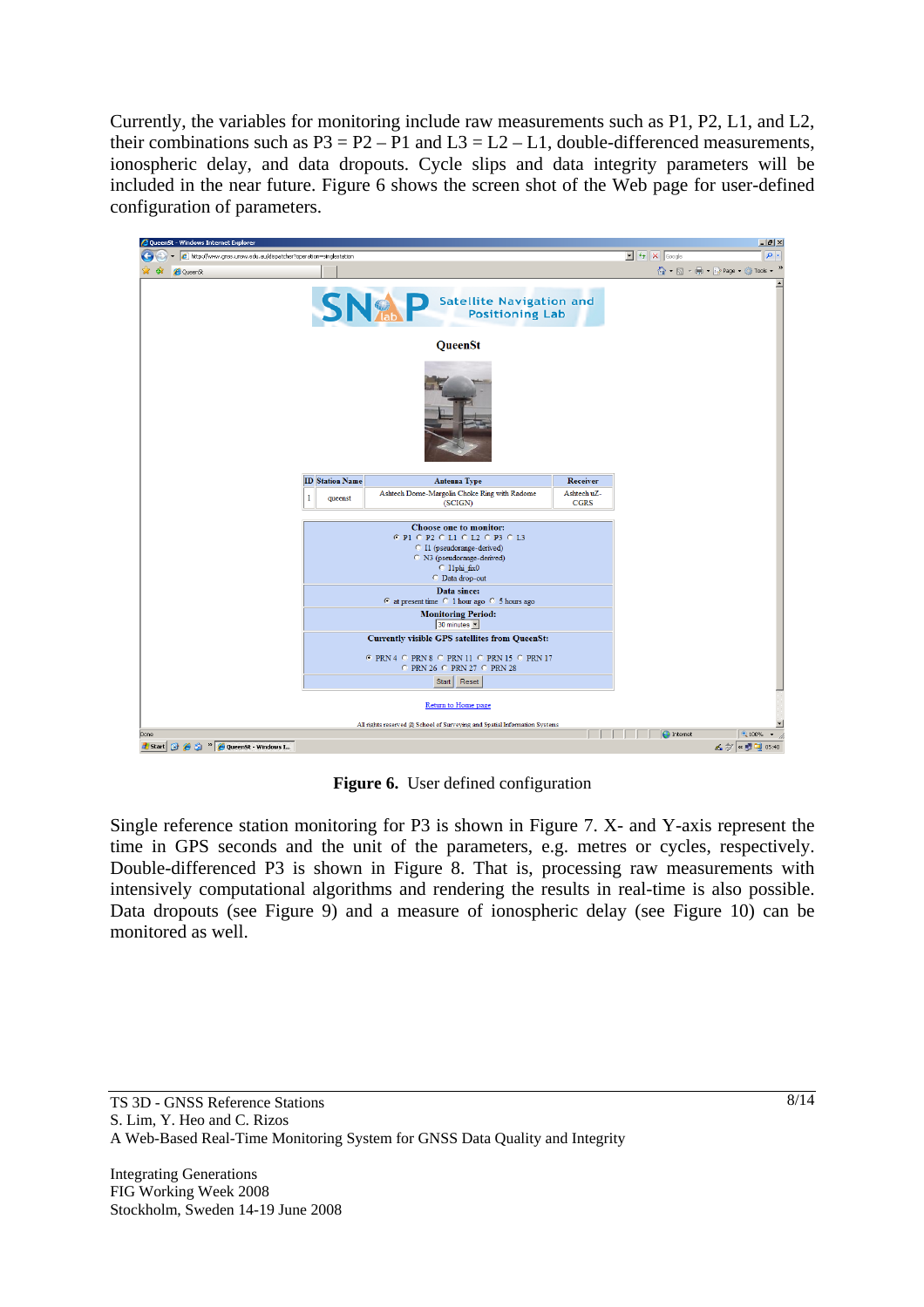Currently, the variables for monitoring include raw measurements such as P1, P2, L1, and L2, their combinations such as P3 = P2 – P1 and L3 = L2 – L1, double-differenced measurements, ionospheric delay, and data dropouts. Cycle slips and data integrity parameters will be included in the near future. Figure 6 shows the screen shot of the Web page for user-defined configuration of parameters.

**Figure 6.** User defined configuration

Single reference station monitoring for P3 is shown in Figure 7. X- and Y-axis represent the time in GPS seconds and the unit of the parameters, e.g. metres or cycles, respectively. Double-differenced P3 is shown in Figure 8. That is, processing raw measurements with intensively computational algorithms and rendering the results in real-time is also possible. Data dropouts (see Figure 9) and a measure of ionospheric delay (see Figure 10) can be monitored as well.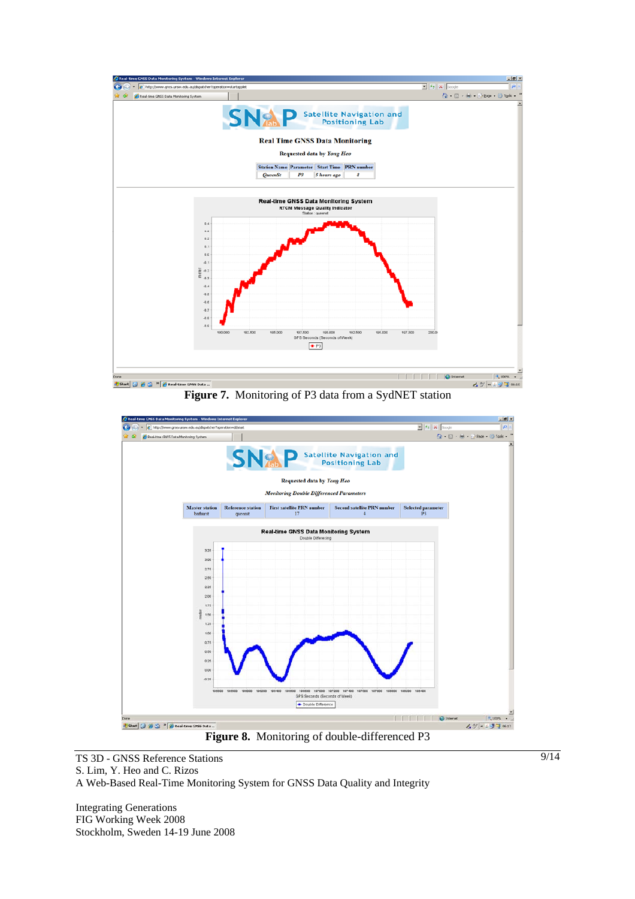**Figure 7.** Monitoring of P3 data from a SydNET station

**Figure 8.** Monitoring of double-differenced P3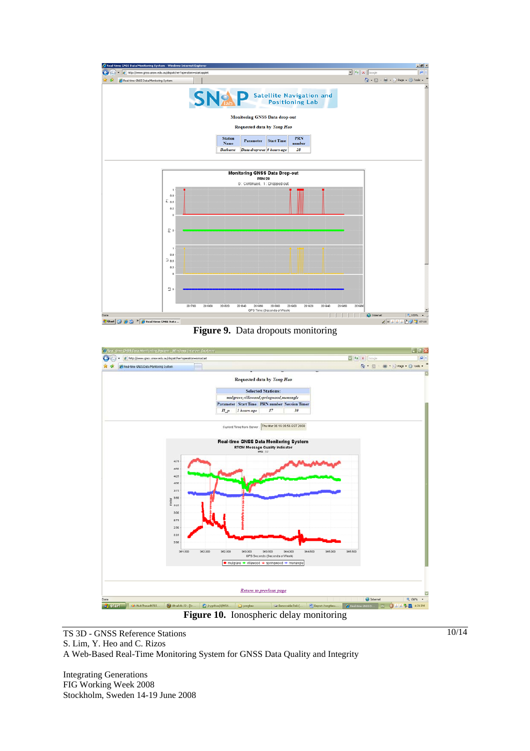Figure 9. Data dropouts monitoring

Figure 10. Ionospheric delay monitoring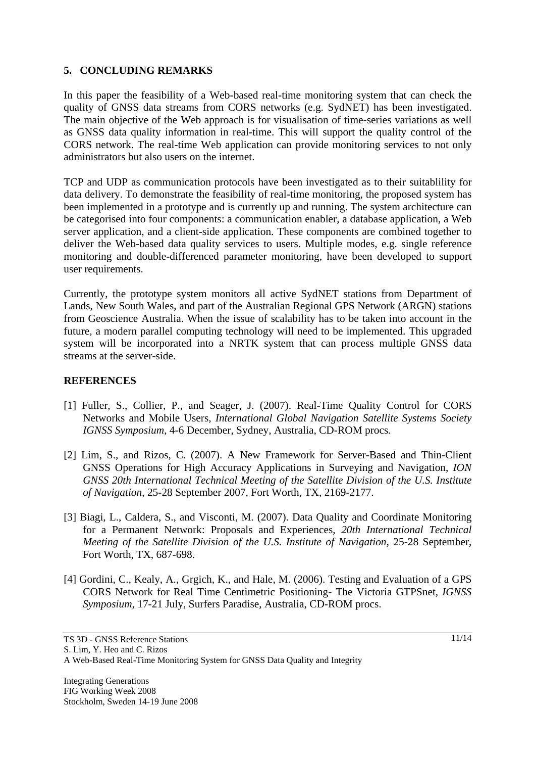## 5. CONCLUDING REMARKS

In this paper the feasibility of a Web-based real-time monitoring system that can check the quality of GNSS data streams from CORS networks (e.g. SydNET) has been investigated. The main objective of the Web approach is for visualisation of time-series variations as well as GNSS data quality information in real-time. This will support the quality control of the CORS network. The real-time Web application can provide monitoring services to not only administrators but also users on the internet.

TCP and UDP as communication protocols have been investigated as to their suitablility for data delivery. To demonstrate the feasibility of real-time monitoring, the proposed system has been implemented in a prototype and is currently up and running. The system architecture can be categorised into four components: a communication enabler, a database application, a Web server application, and a client-side application. These components are combined together to deliver the Web-based data quality services to users. Multiple modes, e.g. single reference monitoring and double-differenced parameter monitoring, have been developed to support user requirements.

Currently, the prototype system monitors all active SydNET stations from Department of Lands, New South Wales, and part of the Australian Regional GPS Network (ARGN) stations from Geoscience Australia. When the issue of scalability has to be taken into account in the future, a modern parallel computing technology will need to be implemented. This upgraded system will be incorporated into a NRTK system that can process multiple GNSS data streams at the server-side.

## REFERENCES

[1] Fuller, S., Collier, P., and Seager, J. (2007). Real-Time Quality Control for CORS Networks and Mobile Users, *International Global Navigation Satellite Systems Society IGNSS Symposium*, 4-6 December, Sydney, Australia, CD-ROM procs.

[2] Lim, S., and Rizos, C. (2007). A New Framework for Server-Based and Thin-Client GNSS Operations for High Accuracy Applications in Surveying and Navigation, *ION GNSS 20th International Technical Meeting of the Satellite Division of the U.S. Institute of Navigation*, 25-28 September 2007, Fort Worth, TX, 2169-2177.

[3] Biagi, L., Caldera, S., and Visconti, M. (2007). Data Quality and Coordinate Monitoring for a Permanent Network: Proposals and Experiences, *20th International Technical Meeting of the Satellite Division of the U.S. Institute of Navigation*, 25-28 September, Fort Worth, TX, 687-698.

[4] Gordini, C., Kealy, A., Grgich, K., and Hale, M. (2006). Testing and Evaluation of a GPS CORS Network for Real Time Centimetric Positioning- The Victoria GTPSnet, *IGNSS Symposium*, 17-21 July, Surfers Paradise, Australia, CD-ROM procs.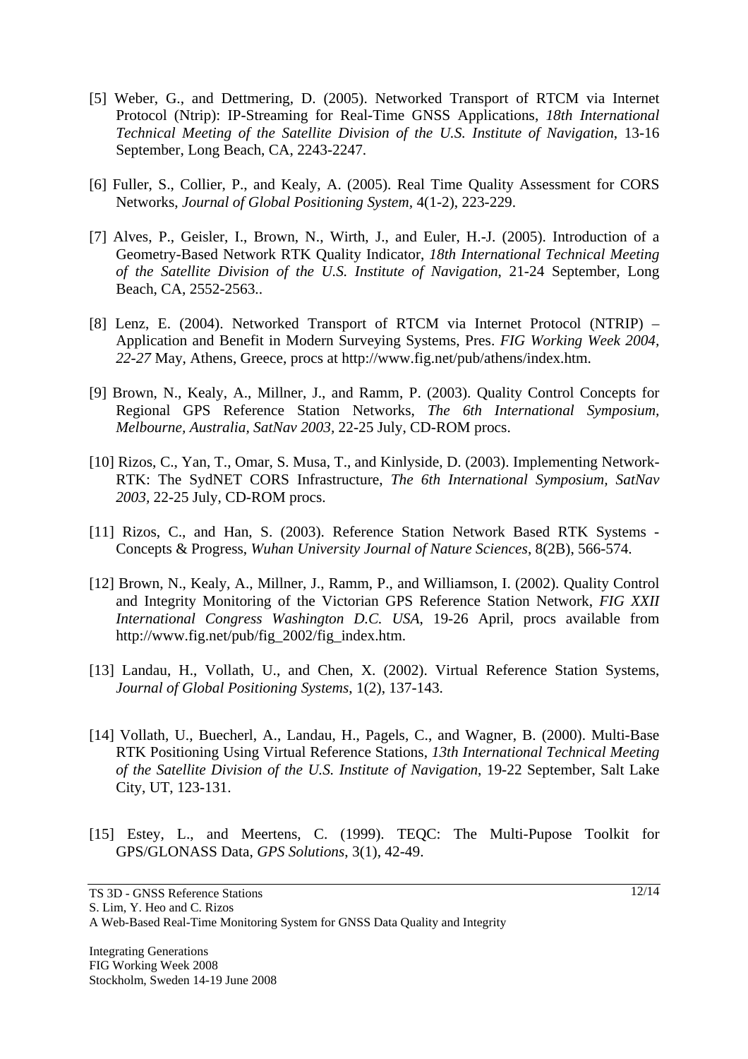[5] Weber, G., and Dettmering, D. (2005). Networked Transport of RTCM via Internet Protocol (Ntrip): IP-Streaming for Real-Time GNSS Applications, *18th International Technical Meeting of the Satellite Division of the U.S. Institute of Navigation*, 13-16 September, Long Beach, CA, 2243-2247.

[6] Fuller, S., Collier, P., and Kealy, A. (2005). Real Time Quality Assessment for CORS Networks, *Journal of Global Positioning System*, 4(1-2), 223-229.

[7] Alves, P., Geisler, I., Brown, N., Wirth, J., and Euler, H.-J. (2005). Introduction of a Geometry-Based Network RTK Quality Indicator, *18th International Technical Meeting of the Satellite Division of the U.S. Institute of Navigation*, 21-24 September, Long Beach, CA, 2552-2563..

[8] Lenz, E. (2004). Networked Transport of RTCM via Internet Protocol (NTRIP) – Application and Benefit in Modern Surveying Systems, Pres. *FIG Working Week 2004, 22-27* May, Athens, Greece, procs at http://www.fig.net/pub/athens/index.htm.

[9] Brown, N., Kealy, A., Millner, J., and Ramm, P. (2003). Quality Control Concepts for Regional GPS Reference Station Networks, *The 6th International Symposium, Melbourne, Australia, SatNav 2003*, 22-25 July, CD-ROM procs.

[10] Rizos, C., Yan, T., Omar, S. Musa, T., and Kinlyside, D. (2003). Implementing Network-RTK: The SydNET CORS Infrastructure, *The 6th International Symposium, SatNav 2003*, 22-25 July, CD-ROM procs.

[11] Rizos, C., and Han, S. (2003). Reference Station Network Based RTK Systems - Concepts & Progress, *Wuhan University Journal of Nature Sciences*, 8(2B), 566-574.

[12] Brown, N., Kealy, A., Millner, J., Ramm, P., and Williamson, I. (2002). Quality Control and Integrity Monitoring of the Victorian GPS Reference Station Network, *FIG XXII International Congress Washington D.C. USA*, 19-26 April, procs available from http://www.fig.net/pub/fig_2002/fig_index.htm.

[13] Landau, H., Vollath, U., and Chen, X. (2002). Virtual Reference Station Systems, *Journal of Global Positioning Systems*, 1(2), 137-143.

[14] Vollath, U., Buecherl, A., Landau, H., Pagels, C., and Wagner, B. (2000). Multi-Base RTK Positioning Using Virtual Reference Stations, *13th International Technical Meeting of the Satellite Division of the U.S. Institute of Navigation*, 19-22 September, Salt Lake City, UT, 123-131.

[15] Estey, L., and Meertens, C. (1999). TEQC: The Multi-Pupose Toolkit for GPS/GLONASS Data, *GPS Solutions*, 3(1), 42-49.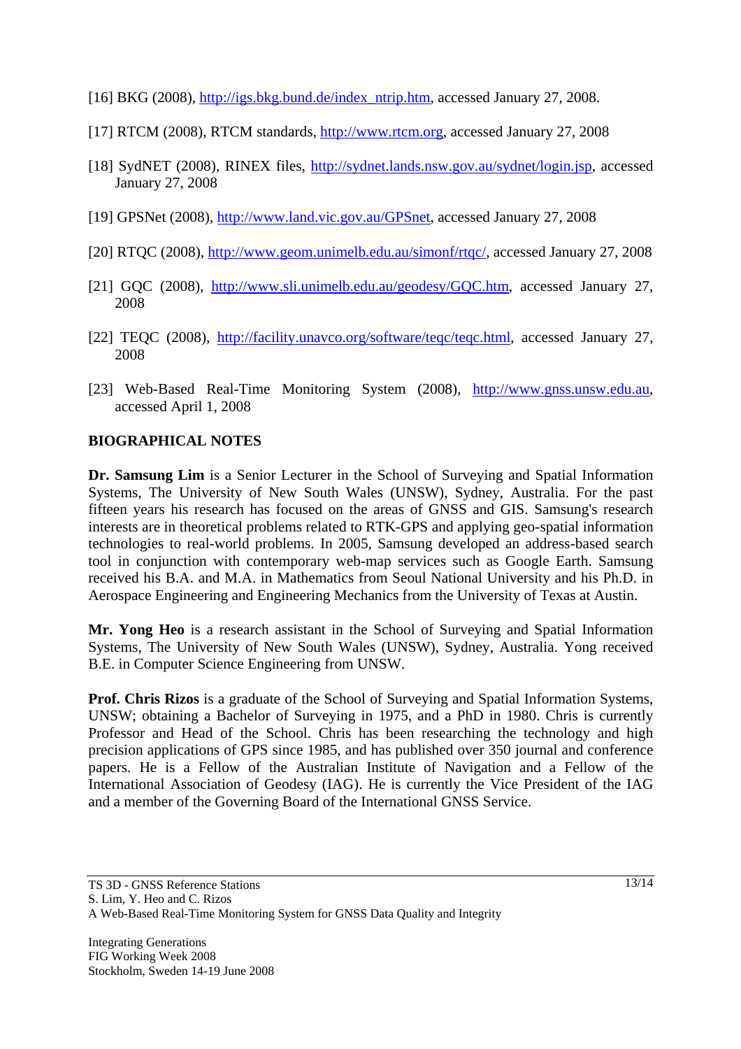[16] BKG (2008), http://igs.bkg.bund.de/index_ntrip.htm, accessed January 27, 2008.

[17] RTCM (2008), RTCM standards, http://www.rtcm.org, accessed January 27, 2008

[18] SydNET (2008), RINEX files, http://sydnet.lands.nsw.gov.au/sydnet/login.jsp, accessed January 27, 2008

[19] GPSNet (2008), http://www.land.vic.gov.au/GPSnet, accessed January 27, 2008

[20] RTQC (2008), http://www.geom.unimelb.edu.au/simonf/rtqc/, accessed January 27, 2008

[21] GQC (2008), http://www.sli.unimelb.edu.au/geodesy/GQC.htm, accessed January 27, 2008

[22] TEQC (2008), http://facility.unavco.org/software/teqc/teqc.html, accessed January 27, 2008

[23] Web-Based Real-Time Monitoring System (2008), http://www.gnss.unsw.edu.au, accessed April 1, 2008

## BIOGRAPHICAL NOTES

**Dr. Samsung Lim** is a Senior Lecturer in the School of Surveying and Spatial Information Systems, The University of New South Wales (UNSW), Sydney, Australia. For the past fifteen years his research has focused on the areas of GNSS and GIS. Samsung's research interests are in theoretical problems related to RTK-GPS and applying geo-spatial information technologies to real-world problems. In 2005, Samsung developed an address-based search tool in conjunction with contemporary web-map services such as Google Earth. Samsung received his B.A. and M.A. in Mathematics from Seoul National University and his Ph.D. in Aerospace Engineering and Engineering Mechanics from the University of Texas at Austin.

**Mr. Yong Heo** is a research assistant in the School of Surveying and Spatial Information Systems, The University of New South Wales (UNSW), Sydney, Australia. Yong received B.E. in Computer Science Engineering from UNSW.

**Prof. Chris Rizos** is a graduate of the School of Surveying and Spatial Information Systems, UNSW; obtaining a Bachelor of Surveying in 1975, and a PhD in 1980. Chris is currently Professor and Head of the School. Chris has been researching the technology and high precision applications of GPS since 1985, and has published over 350 journal and conference papers. He is a Fellow of the Australian Institute of Navigation and a Fellow of the International Association of Geodesy (IAG). He is currently the Vice President of the IAG and a member of the Governing Board of the International GNSS Service.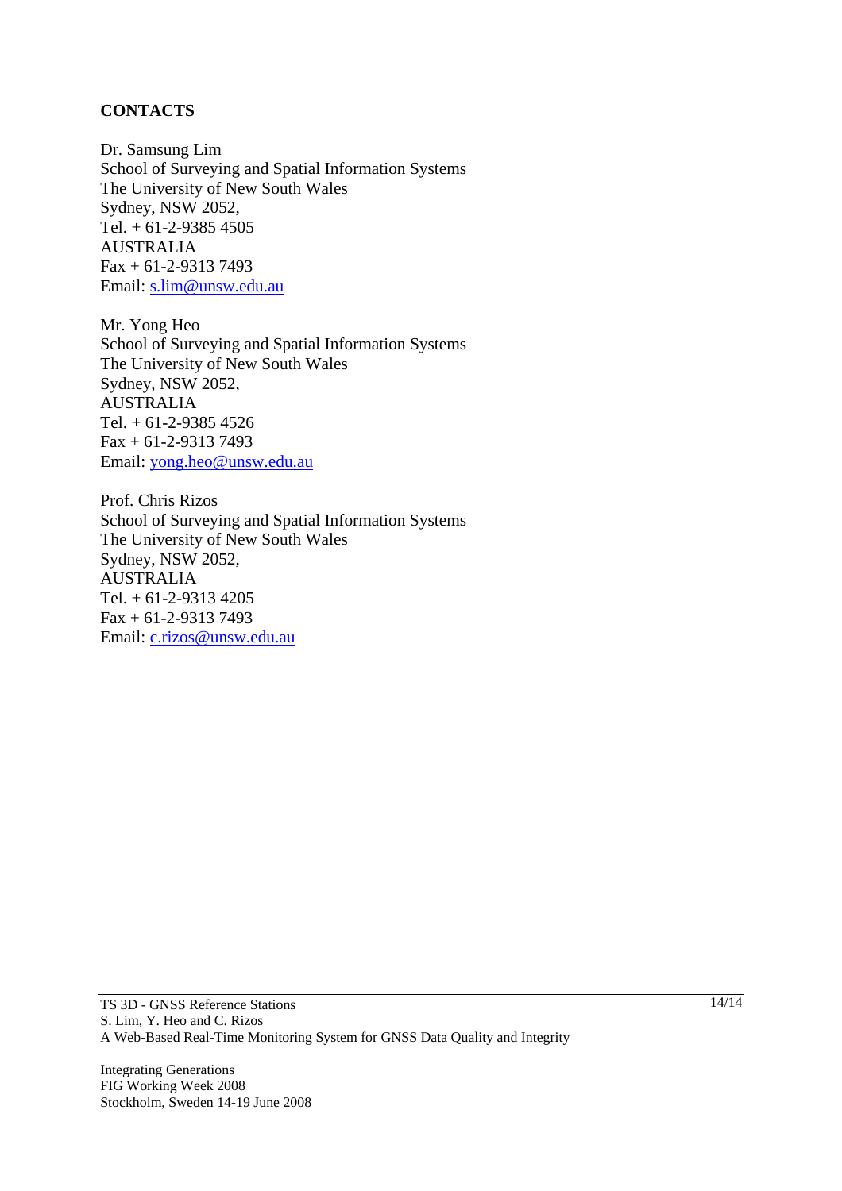## CONTACTS

Dr. Samsung Lim  
School of Surveying and Spatial Information Systems  
The University of New South Wales  
Sydney, NSW 2052,  
Tel. + 61-2-9385 4505  
AUSTRALIA  
Fax + 61-2-9313 7493  
Email: s.lim@unsw.edu.au

Mr. Yong Heo  
School of Surveying and Spatial Information Systems  
The University of New South Wales  
Sydney, NSW 2052,  
AUSTRALIA  
Tel. + 61-2-9385 4526  
Fax + 61-2-9313 7493  
Email: yong.heo@unsw.edu.au

Prof. Chris Rizos  
School of Surveying and Spatial Information Systems  
The University of New South Wales  
Sydney, NSW 2052,  
AUSTRALIA  
Tel. + 61-2-9313 4205  
Fax + 61-2-9313 7493  
Email: c.rizos@unsw.edu.au